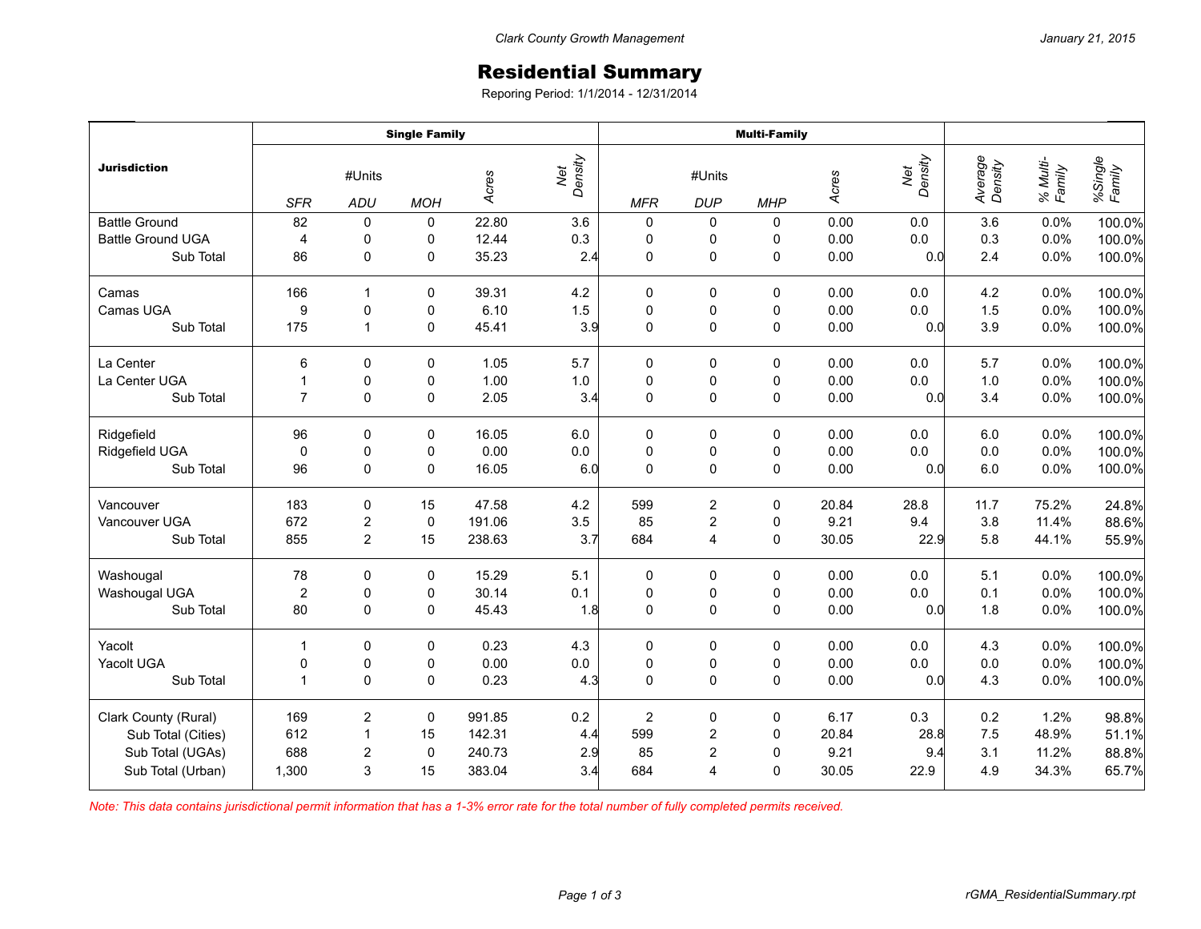# Residential Summary

Reporing Period: 1/1/2014 - 12/31/2014

| Jurisdiction | Single Family | | | | | Multi-Family | | | | | | | |
|---|---|---|---|---|---|---|---|---|---|---|---|---|---|
| | #Units | | | Acres | Net Density | #Units | | | Acres | Net Density | Average Density | % Multi-Family | %Single Family |
| | SFR | ADU | MOH | | | MFR | DUP | MHP | | | | | |
| Battle Ground | 82 | 0 | 0 | 22.80 | 3.6 | 0 | 0 | 0 | 0.00 | 0.0 | 3.6 | 0.0% | 100.0% |
| Battle Ground UGA | 4 | 0 | 0 | 12.44 | 0.3 | 0 | 0 | 0 | 0.00 | 0.0 | 0.3 | 0.0% | 100.0% |
| Sub Total | 86 | 0 | 0 | 35.23 | 2.4 | 0 | 0 | 0 | 0.00 | 0.0 | 2.4 | 0.0% | 100.0% |
| Camas | 166 | 1 | 0 | 39.31 | 4.2 | 0 | 0 | 0 | 0.00 | 0.0 | 4.2 | 0.0% | 100.0% |
| Camas UGA | 9 | 0 | 0 | 6.10 | 1.5 | 0 | 0 | 0 | 0.00 | 0.0 | 1.5 | 0.0% | 100.0% |
| Sub Total | 175 | 1 | 0 | 45.41 | 3.9 | 0 | 0 | 0 | 0.00 | 0.0 | 3.9 | 0.0% | 100.0% |
| La Center | 6 | 0 | 0 | 1.05 | 5.7 | 0 | 0 | 0 | 0.00 | 0.0 | 5.7 | 0.0% | 100.0% |
| La Center UGA | 1 | 0 | 0 | 1.00 | 1.0 | 0 | 0 | 0 | 0.00 | 0.0 | 1.0 | 0.0% | 100.0% |
| Sub Total | 7 | 0 | 0 | 2.05 | 3.4 | 0 | 0 | 0 | 0.00 | 0.0 | 3.4 | 0.0% | 100.0% |
| Ridgefield | 96 | 0 | 0 | 16.05 | 6.0 | 0 | 0 | 0 | 0.00 | 0.0 | 6.0 | 0.0% | 100.0% |
| Ridgefield UGA | 0 | 0 | 0 | 0.00 | 0.0 | 0 | 0 | 0 | 0.00 | 0.0 | 0.0 | 0.0% | 100.0% |
| Sub Total | 96 | 0 | 0 | 16.05 | 6.0 | 0 | 0 | 0 | 0.00 | 0.0 | 6.0 | 0.0% | 100.0% |
| Vancouver | 183 | 0 | 15 | 47.58 | 4.2 | 599 | 2 | 0 | 20.84 | 28.8 | 11.7 | 75.2% | 24.8% |
| Vancouver UGA | 672 | 2 | 0 | 191.06 | 3.5 | 85 | 2 | 0 | 9.21 | 9.4 | 3.8 | 11.4% | 88.6% |
| Sub Total | 855 | 2 | 15 | 238.63 | 3.7 | 684 | 4 | 0 | 30.05 | 22.9 | 5.8 | 44.1% | 55.9% |
| Washougal | 78 | 0 | 0 | 15.29 | 5.1 | 0 | 0 | 0 | 0.00 | 0.0 | 5.1 | 0.0% | 100.0% |
| Washougal UGA | 2 | 0 | 0 | 30.14 | 0.1 | 0 | 0 | 0 | 0.00 | 0.0 | 0.1 | 0.0% | 100.0% |
| Sub Total | 80 | 0 | 0 | 45.43 | 1.8 | 0 | 0 | 0 | 0.00 | 0.0 | 1.8 | 0.0% | 100.0% |
| Yacolt | 1 | 0 | 0 | 0.23 | 4.3 | 0 | 0 | 0 | 0.00 | 0.0 | 4.3 | 0.0% | 100.0% |
| Yacolt UGA | 0 | 0 | 0 | 0.00 | 0.0 | 0 | 0 | 0 | 0.00 | 0.0 | 0.0 | 0.0% | 100.0% |
| Sub Total | 1 | 0 | 0 | 0.23 | 4.3 | 0 | 0 | 0 | 0.00 | 0.0 | 4.3 | 0.0% | 100.0% |
| Clark County (Rural) | 169 | 2 | 0 | 991.85 | 0.2 | 2 | 0 | 0 | 6.17 | 0.3 | 0.2 | 1.2% | 98.8% |
| Sub Total (Cities) | 612 | 1 | 15 | 142.31 | 4.4 | 599 | 2 | 0 | 20.84 | 28.8 | 7.5 | 48.9% | 51.1% |
| Sub Total (UGAs) | 688 | 2 | 0 | 240.73 | 2.9 | 85 | 2 | 0 | 9.21 | 9.4 | 3.1 | 11.2% | 88.8% |
| Sub Total (Urban) | 1,300 | 3 | 15 | 383.04 | 3.4 | 684 | 4 | 0 | 30.05 | 22.9 | 4.9 | 34.3% | 65.7% |

*Note: This data contains jurisdictional permit information that has a 1-3% error rate for the total number of fully completed permits received.*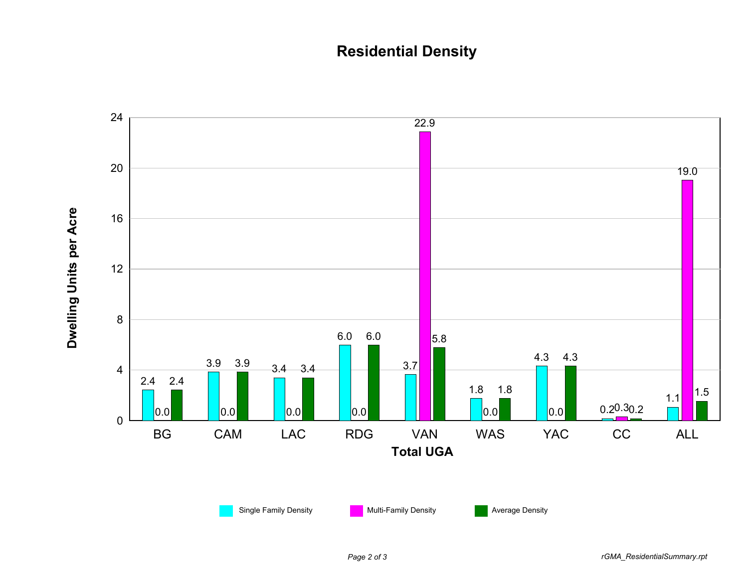# Residential Density

| Total UGA | Single Family Density | Multi-Family Density | Average Density |
|---|---|---|---|
| BG | 2.4 | 0.0 | 2.4 |
| CAM | 3.9 | 0.0 | 3.9 |
| LAC | 3.4 | 0.0 | 3.4 |
| RDG | 6.0 | 0.0 | 6.0 |
| VAN | 3.7 | 22.9 | 5.8 |
| WAS | 1.8 | 0.0 | 1.8 |
| YAC | 4.3 | 0.0 | 4.3 |
| CC | 0.2 | 0.3 | 0.2 |
| ALL | 1.1 | 19.0 | 1.5 |

Dwelling Units per Acre

*rGMA_ResidentialSummary.rpt*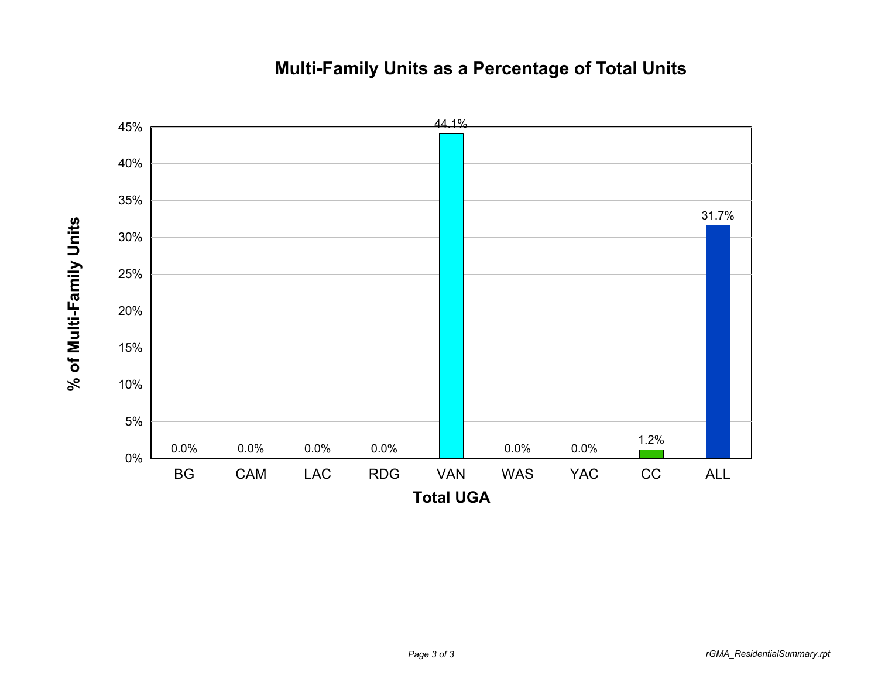## Multi-Family Units as a Percentage of Total Units

| Total UGA | % of Multi-Family Units |
|---|---|
| BG | 0.0% |
| CAM | 0.0% |
| LAC | 0.0% |
| RDG | 0.0% |
| VAN | 44.1% |
| WAS | 0.0% |
| YAC | 0.0% |
| CC | 1.2% |
| ALL | 31.7% |

*rGMA_ResidentialSummary.rpt*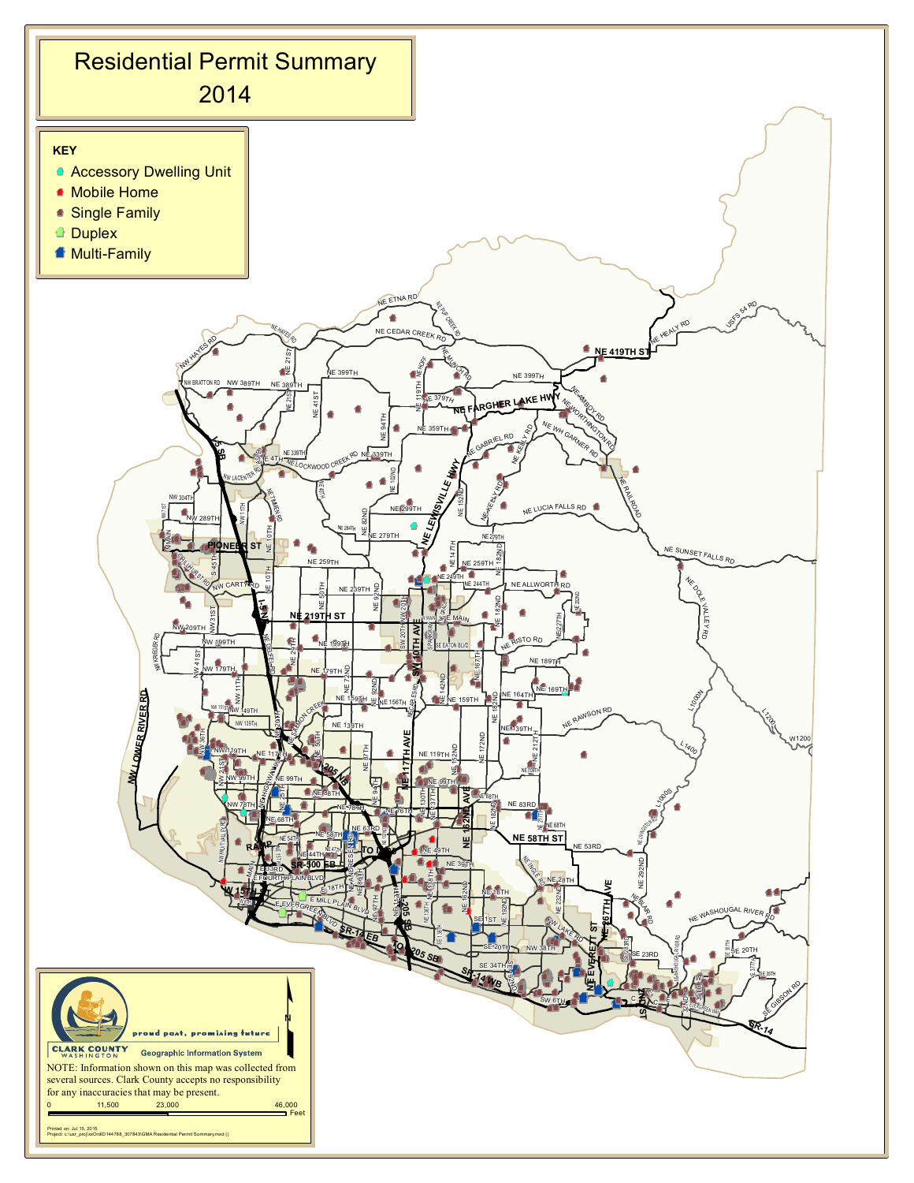# Residential Permit Summary 2014

**KEY**

- Accessory Dwelling Unit
- Mobile Home
- Single Family
- Duplex
- Multi-Family

CLARK COUNTY WASHINGTON

proud past, promising future

Geographic Information System

NOTE: Information shown on this map was collected from several sources. Clark County accepts no responsibility for any inaccuracies that may be present.

0 11,500 23,000 46,000 Feet

Printed on: Jul 15, 2015

Project: c:\usr_proj\oxOrdl0144788_307843\GMA Residential Permit Summary.mxd ()